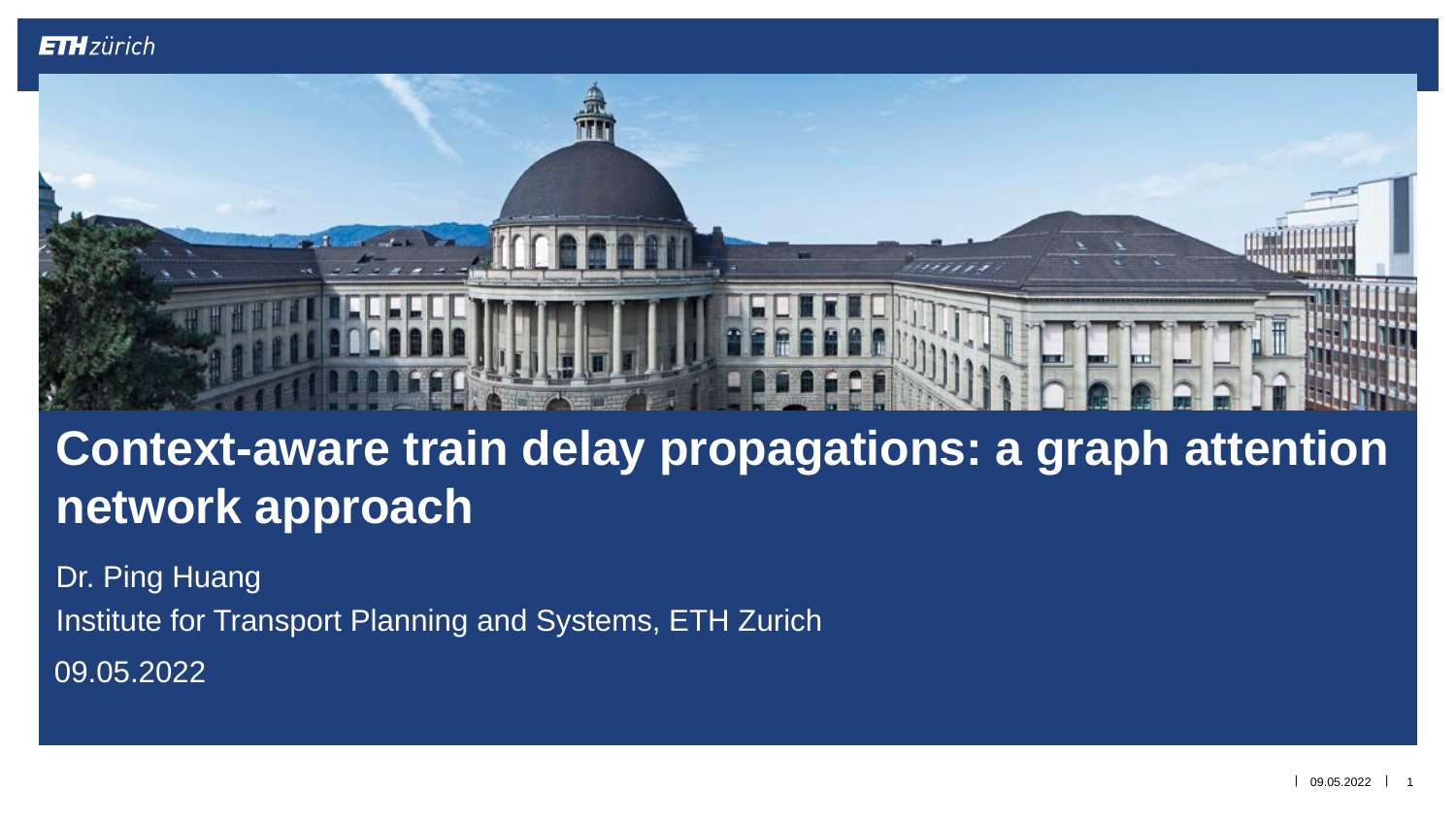# Context-aware train delay propagations: a graph attention network approach

Dr. Ping Huang

Institute for Transport Planning and Systems, ETH Zurich

09.05.2022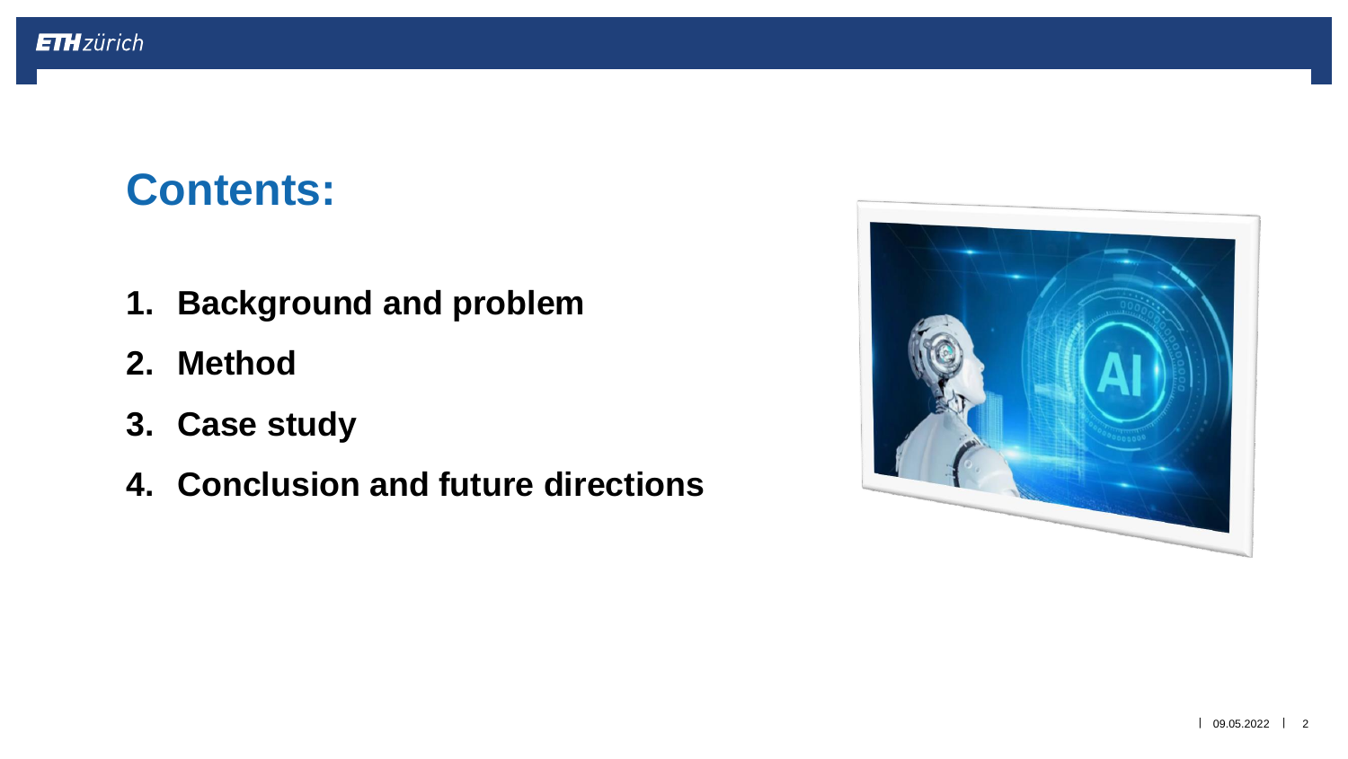# Contents:

1. **Background and problem**
2. **Method**
3. **Case study**
4. **Conclusion and future directions**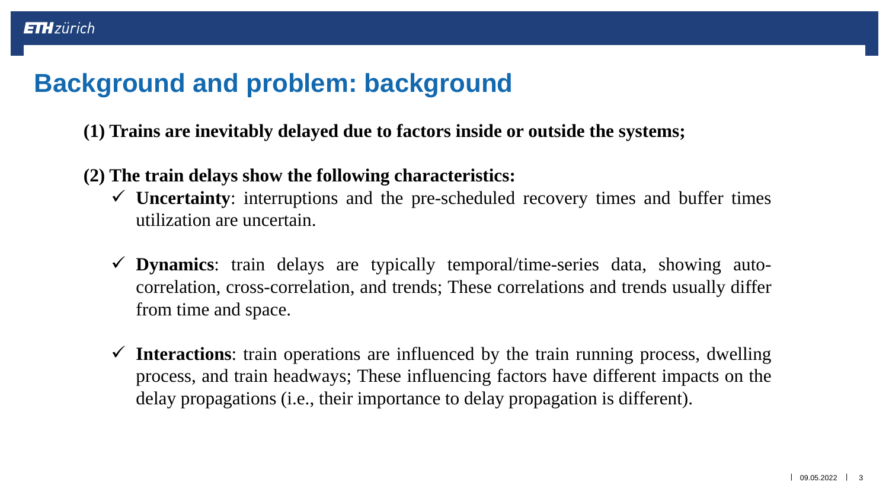# Background and problem: background

**(1) Trains are inevitably delayed due to factors inside or outside the systems;**

**(2) The train delays show the following characteristics:**

- ✓ **Uncertainty**: interruptions and the pre-scheduled recovery times and buffer times utilization are uncertain.
- ✓ **Dynamics**: train delays are typically temporal/time-series data, showing auto-correlation, cross-correlation, and trends; These correlations and trends usually differ from time and space.
- ✓ **Interactions**: train operations are influenced by the train running process, dwelling process, and train headways; These influencing factors have different impacts on the delay propagations (i.e., their importance to delay propagation is different).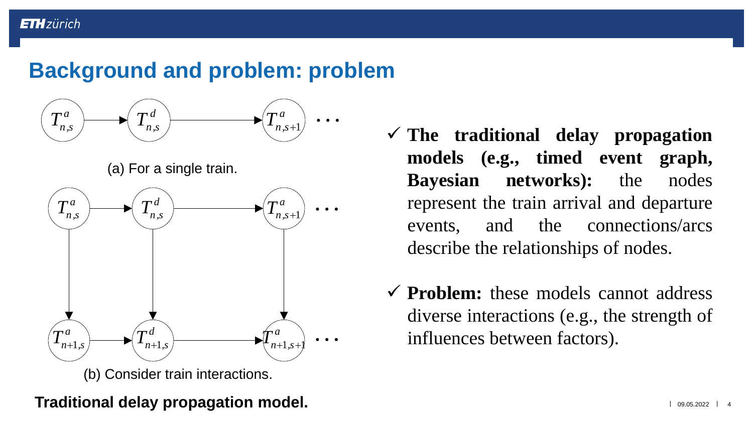# Background and problem: problem

$T^a_{n,s}$ → $T^d_{n,s}$ → $T^a_{n,s+1}$ …

(a) For a single train.

$T^a_{n,s}$ → $T^d_{n,s}$ → $T^a_{n,s+1}$ …

$T^a_{n+1,s}$ → $T^d_{n+1,s}$ → $T^a_{n+1,s+1}$ …

(b) Consider train interactions.

**Traditional delay propagation model.**

- ✓ **The traditional delay propagation models (e.g., timed event graph, Bayesian networks):** the nodes represent the train arrival and departure events, and the connections/arcs describe the relationships of nodes.
- ✓ **Problem:** these models cannot address diverse interactions (e.g., the strength of influences between factors).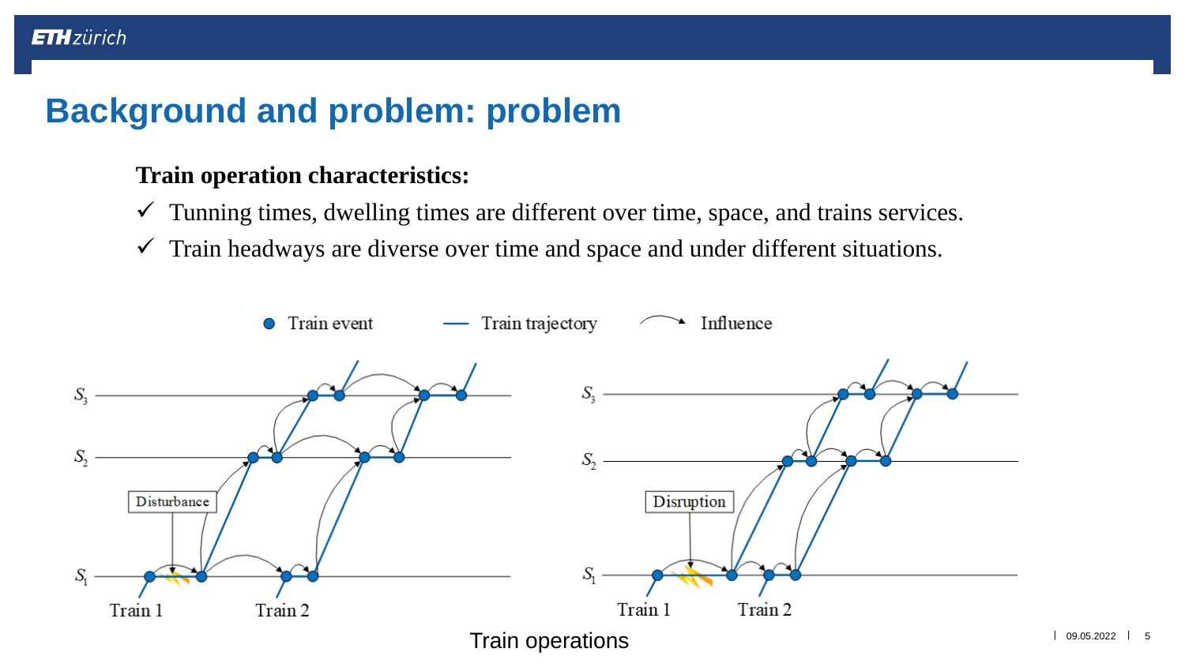# Background and problem: problem

**Train operation characteristics:**

- ✓ Tunning times, dwelling times are different over time, space, and trains services.
- ✓ Train headways are diverse over time and space and under different situations.

Train event — Train trajectory — Influence

$S_3$ $S_2$ $S_1$ Disturbance Train 1 Train 2

$S_3$ $S_2$ $S_1$ Disruption Train 1 Train 2

Train operations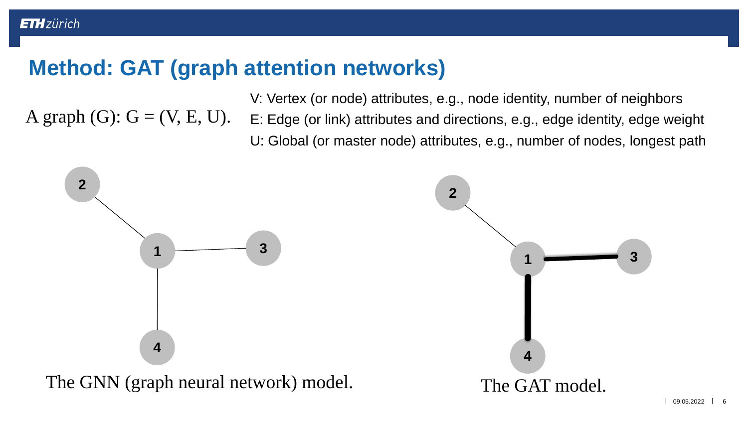# Method: GAT (graph attention networks)

A graph (G): G = (V, E, U).

V: Vertex (or node) attributes, e.g., node identity, number of neighbors

E: Edge (or link) attributes and directions, e.g., edge identity, edge weight

U: Global (or master node) attributes, e.g., number of nodes, longest path

The GNN (graph neural network) model.

The GAT model.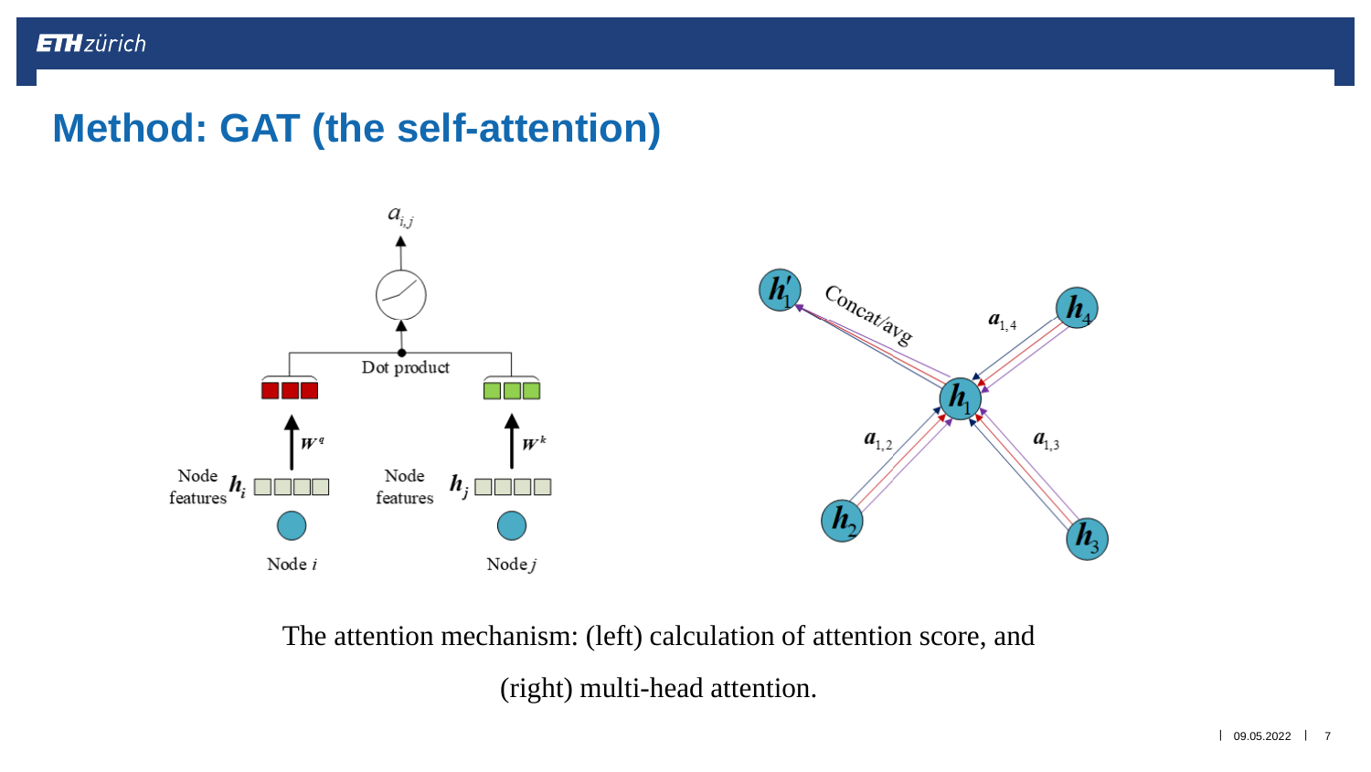## Method: GAT (the self-attention)

The attention mechanism: (left) calculation of attention score, and

(right) multi-head attention.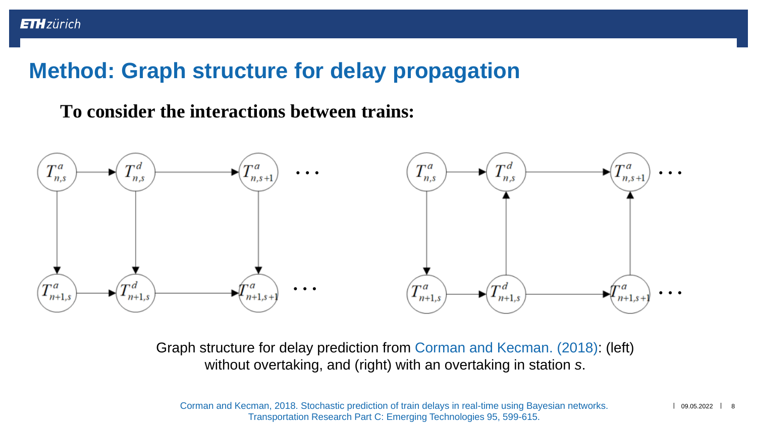# Method: Graph structure for delay propagation

**To consider the interactions between trains:**

Graph structure for delay prediction from Corman and Kecman. (2018): (left) without overtaking, and (right) with an overtaking in station *s*.

Corman and Kecman, 2018. Stochastic prediction of train delays in real-time using Bayesian networks. Transportation Research Part C: Emerging Technologies 95, 599-615.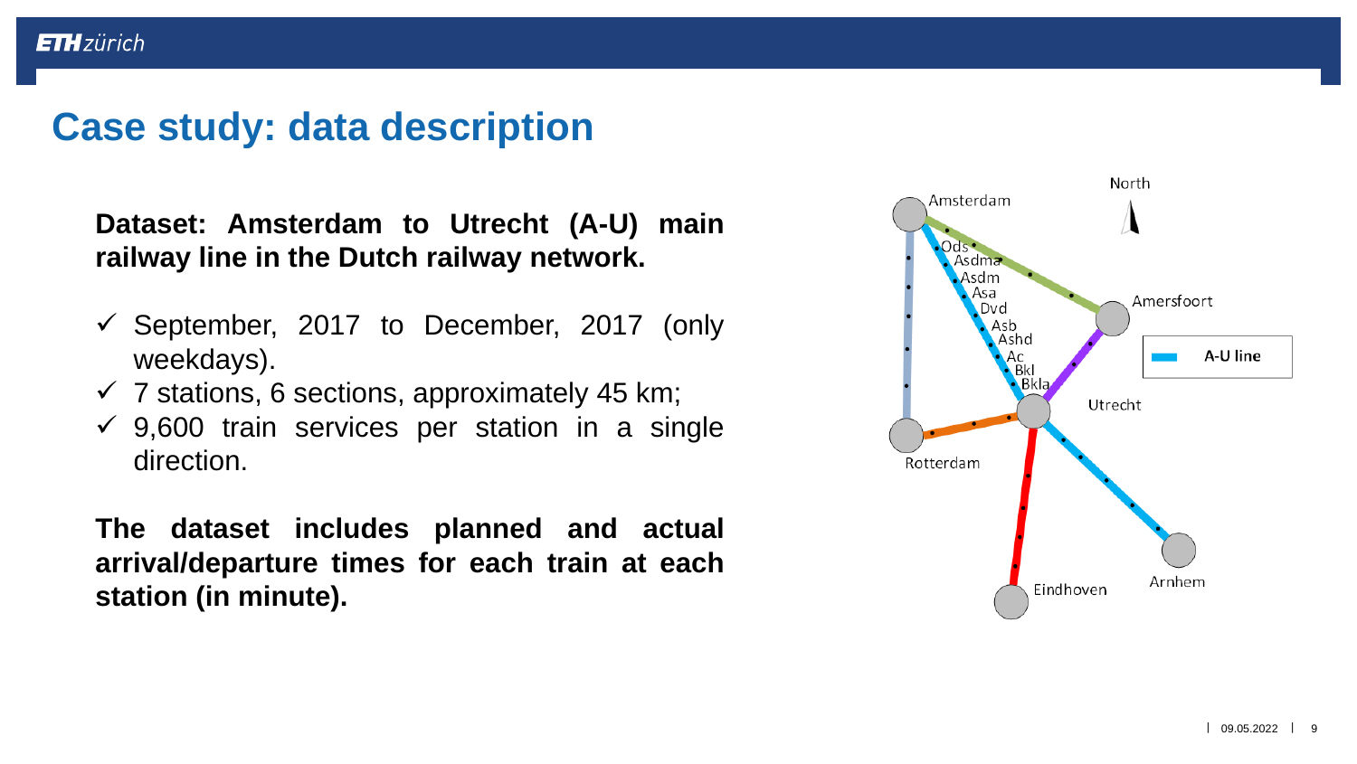# Case study: data description

**Dataset: Amsterdam to Utrecht (A-U) main railway line in the Dutch railway network.**

- ✓ September, 2017 to December, 2017 (only weekdays).
- ✓ 7 stations, 6 sections, approximately 45 km;
- ✓ 9,600 train services per station in a single direction.

**The dataset includes planned and actual arrival/departure times for each train at each station (in minute).**

North

Amsterdam

Ods

Asdma

Asdm

Asa

Dvd

Asb

Ashd

Ac

Bkl

Bkla

Amersfoort

A-U line

Utrecht

Rotterdam

Eindhoven

Arnhem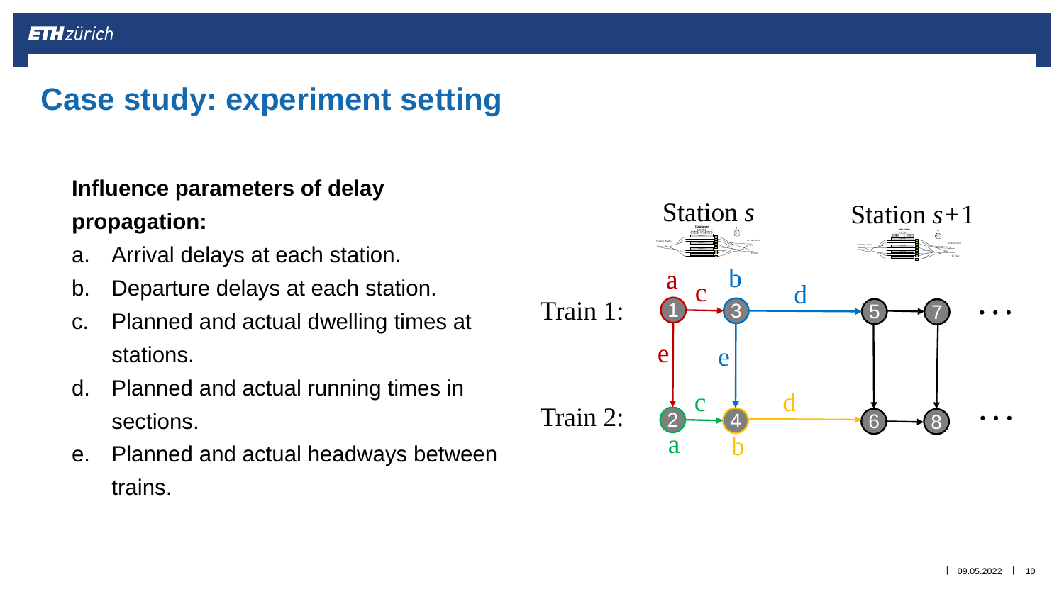# Case study: experiment setting

**Influence parameters of delay propagation:**

a. Arrival delays at each station.
b. Departure delays at each station.
c. Planned and actual dwelling times at stations.
d. Planned and actual running times in sections.
e. Planned and actual headways between trains.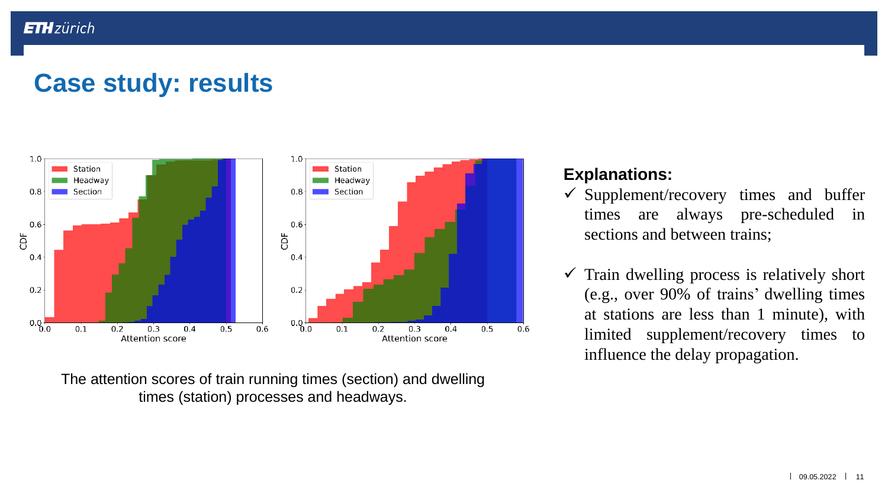# Case study: results

The attention scores of train running times (section) and dwelling times (station) processes and headways.

**Explanations:**

- ✓ Supplement/recovery times and buffer times are always pre-scheduled in sections and between trains;
- ✓ Train dwelling process is relatively short (e.g., over 90% of trains' dwelling times at stations are less than 1 minute), with limited supplement/recovery times to influence the delay propagation.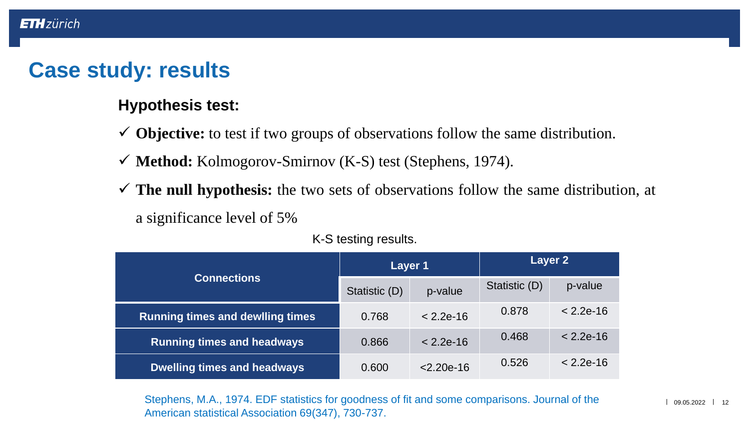# Case study: results

**Hypothesis test:**

- ✓ **Objective:** to test if two groups of observations follow the same distribution.
- ✓ **Method:** Kolmogorov-Smirnov (K-S) test (Stephens, 1974).
- ✓ **The null hypothesis:** the two sets of observations follow the same distribution, at a significance level of 5%

K-S testing results.

| Connections | Layer 1 | | Layer 2 | |
|---|---|---|---|---|
| | Statistic (D) | p-value | Statistic (D) | p-value |
| **Running times and dewlling times** | 0.768 | < 2.2e-16 | 0.878 | < 2.2e-16 |
| **Running times and headways** | 0.866 | < 2.2e-16 | 0.468 | < 2.2e-16 |
| **Dwelling times and headways** | 0.600 | <2.20e-16 | 0.526 | < 2.2e-16 |

Stephens, M.A., 1974. EDF statistics for goodness of fit and some comparisons. Journal of the American statistical Association 69(347), 730-737.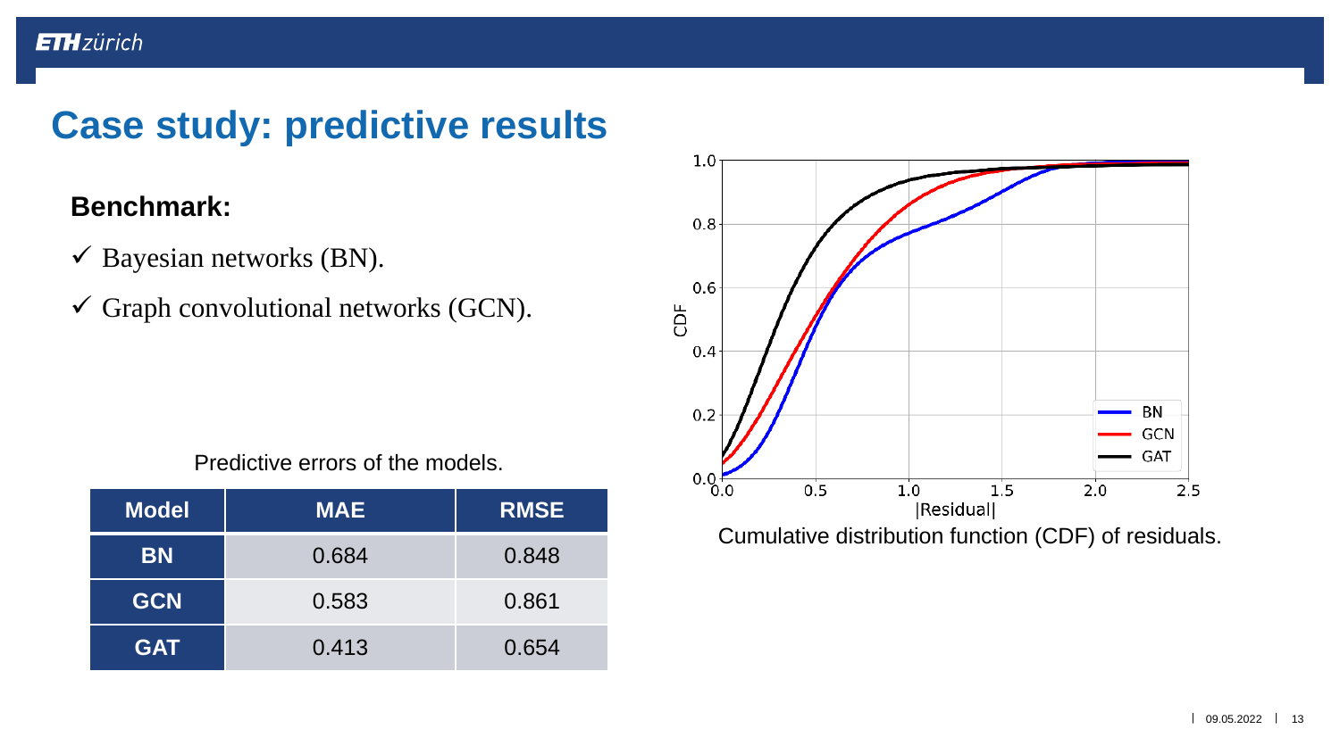# Case study: predictive results

**Benchmark:**

- ✓ Bayesian networks (BN).
- ✓ Graph convolutional networks (GCN).

Predictive errors of the models.

| Model | MAE | RMSE |
|---|---|---|
| BN | 0.684 | 0.848 |
| GCN | 0.583 | 0.861 |
| GAT | 0.413 | 0.654 |

Cumulative distribution function (CDF) of residuals.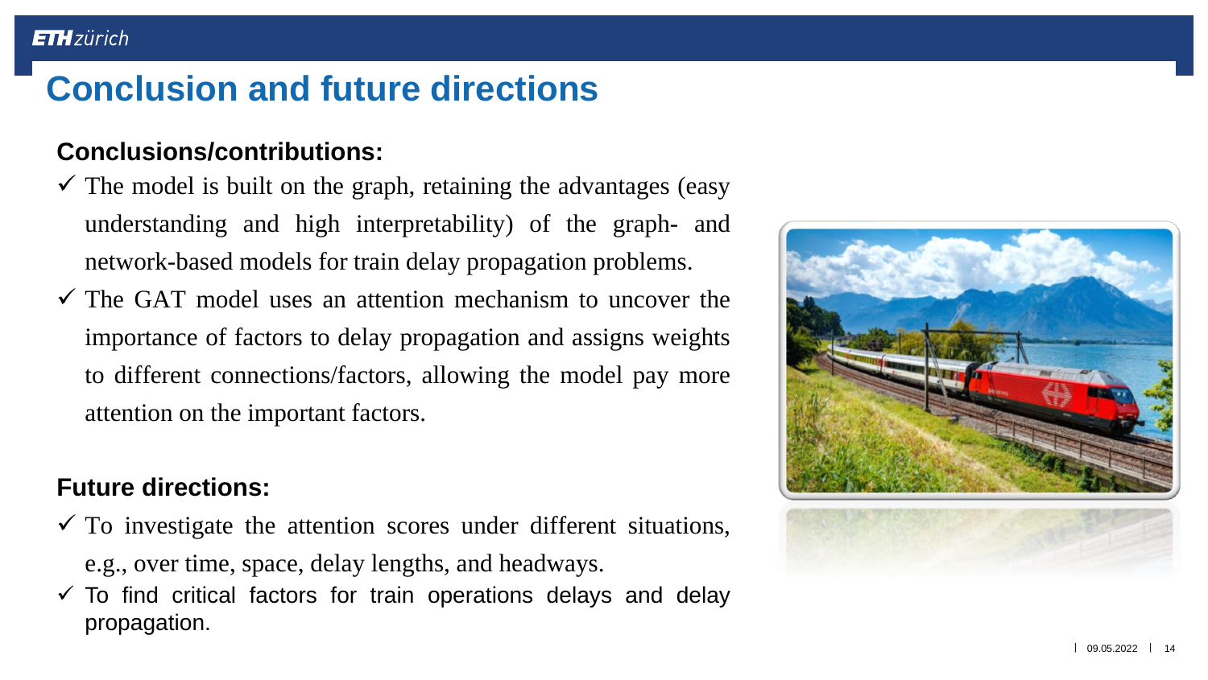# Conclusion and future directions

**Conclusions/contributions:**

- ✓ The model is built on the graph, retaining the advantages (easy understanding and high interpretability) of the graph- and network-based models for train delay propagation problems.
- ✓ The GAT model uses an attention mechanism to uncover the importance of factors to delay propagation and assigns weights to different connections/factors, allowing the model pay more attention on the important factors.

**Future directions:**

- ✓ To investigate the attention scores under different situations, e.g., over time, space, delay lengths, and headways.
- ✓ To find critical factors for train operations delays and delay propagation.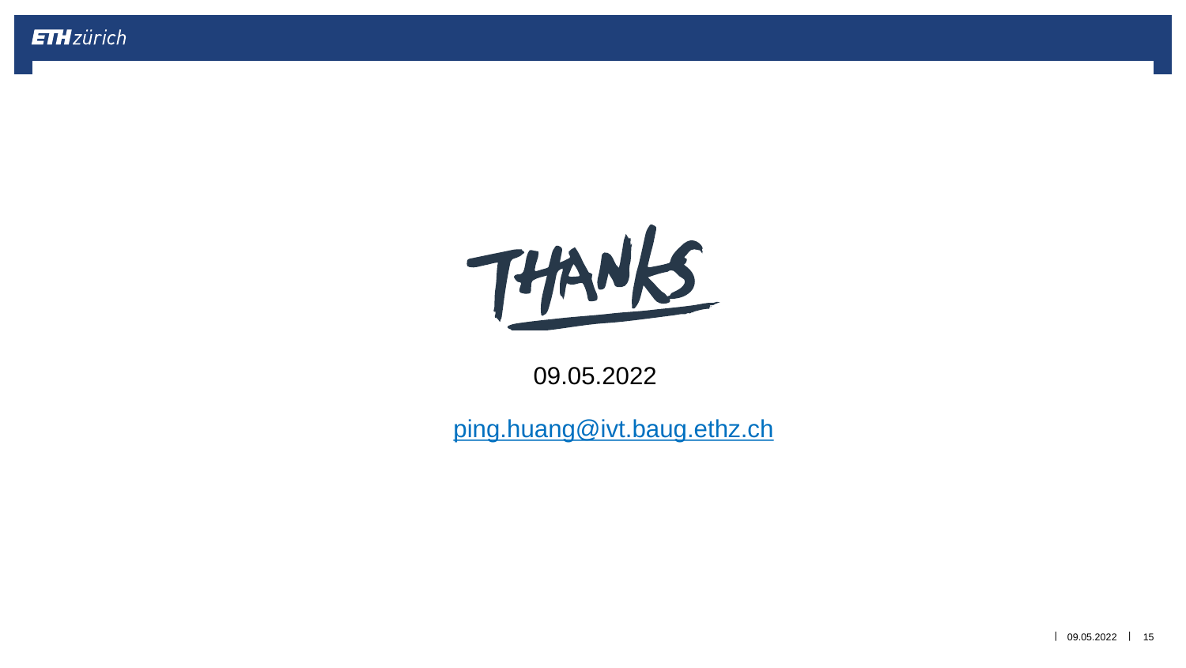THANKS

09.05.2022

ping.huang@ivt.baug.ethz.ch